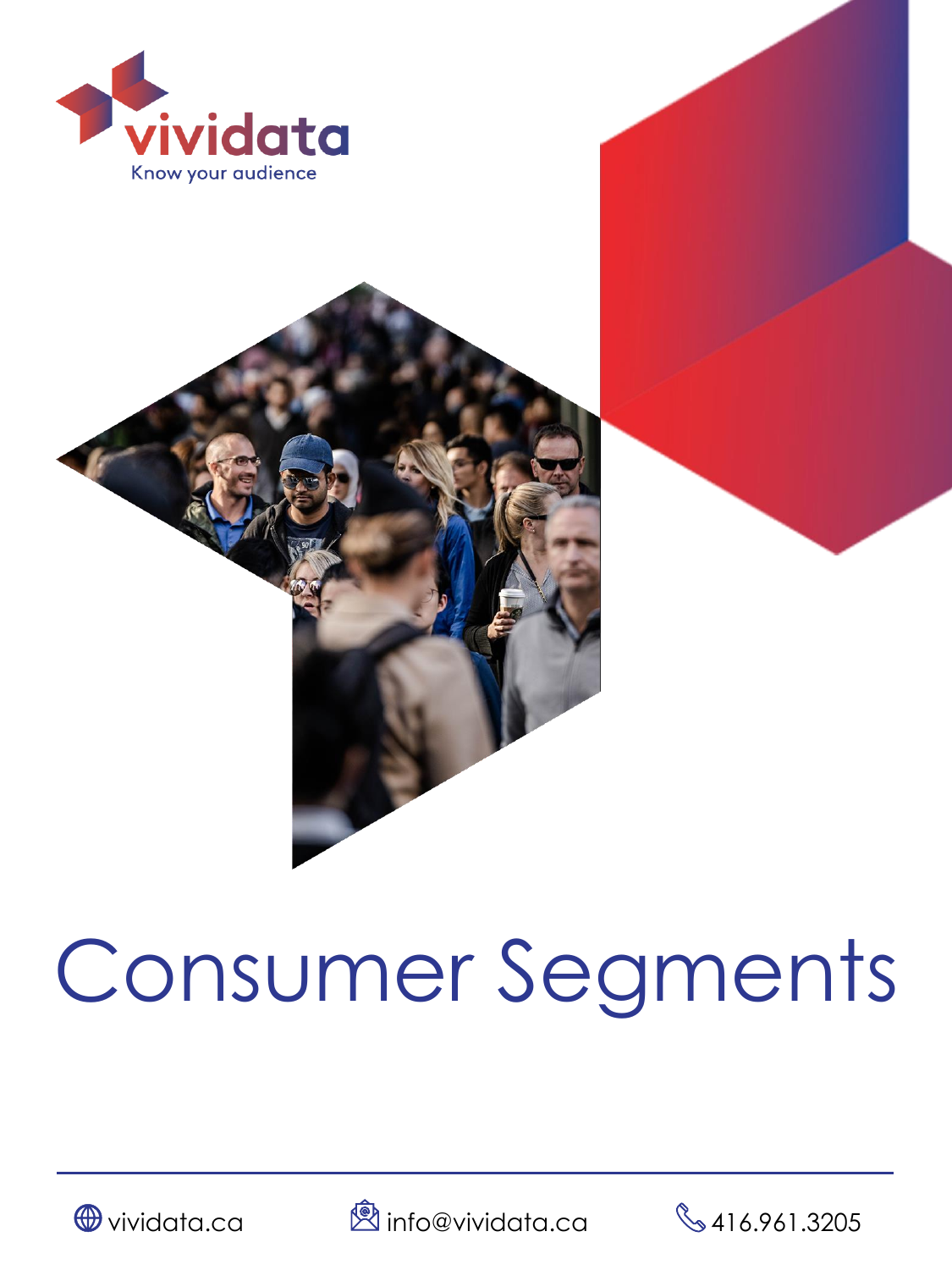vividata

Know your audience

# Consumer Segments

vividata.ca

info@vividata.ca

416.961.3205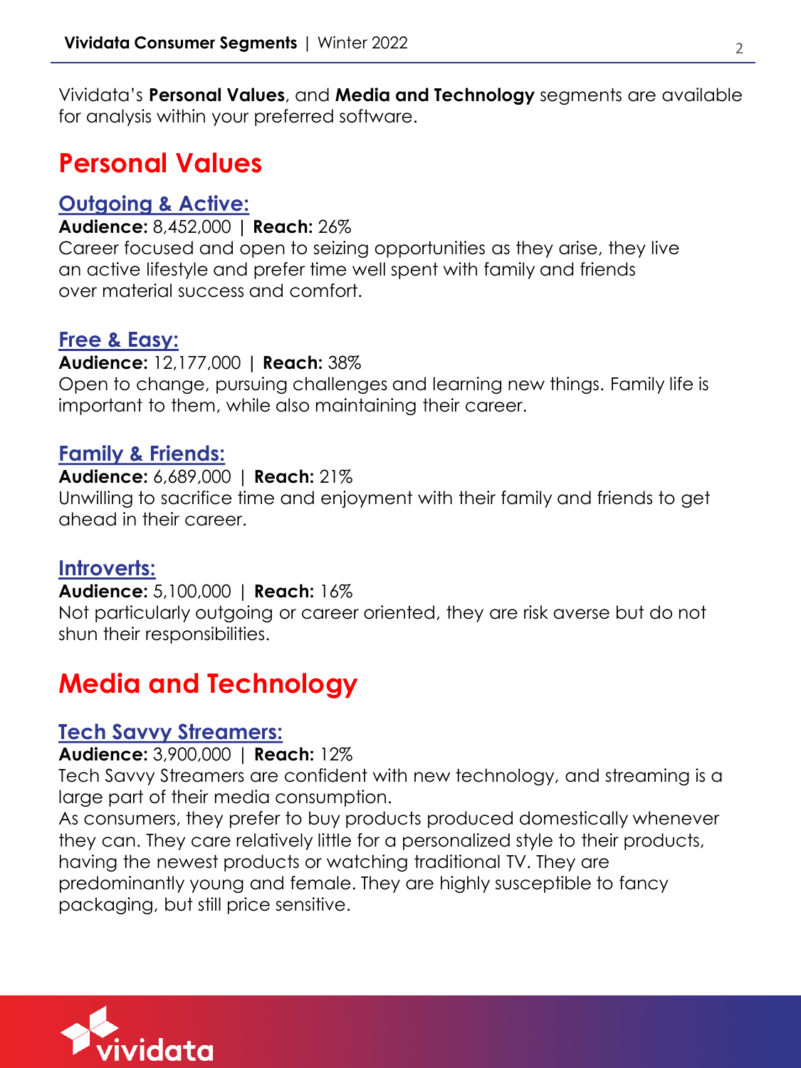Vividata's **Personal Values**, and **Media and Technology** segments are available for analysis within your preferred software.

# Personal Values

## Outgoing & Active:

**Audience:** 8,452,000 | **Reach:** 26%

Career focused and open to seizing opportunities as they arise, they live an active lifestyle and prefer time well spent with family and friends over material success and comfort.

## Free & Easy:

**Audience:** 12,177,000 | **Reach:** 38%

Open to change, pursuing challenges and learning new things. Family life is important to them, while also maintaining their career.

## Family & Friends:

**Audience:** 6,689,000 | **Reach:** 21%

Unwilling to sacrifice time and enjoyment with their family and friends to get ahead in their career.

## Introverts:

**Audience:** 5,100,000 | **Reach:** 16%

Not particularly outgoing or career oriented, they are risk averse but do not shun their responsibilities.

# Media and Technology

## Tech Savvy Streamers:

**Audience:** 3,900,000 | **Reach:** 12%

Tech Savvy Streamers are confident with new technology, and streaming is a large part of their media consumption.

As consumers, they prefer to buy products produced domestically whenever they can. They care relatively little for a personalized style to their products, having the newest products or watching traditional TV. They are predominantly young and female. They are highly susceptible to fancy packaging, but still price sensitive.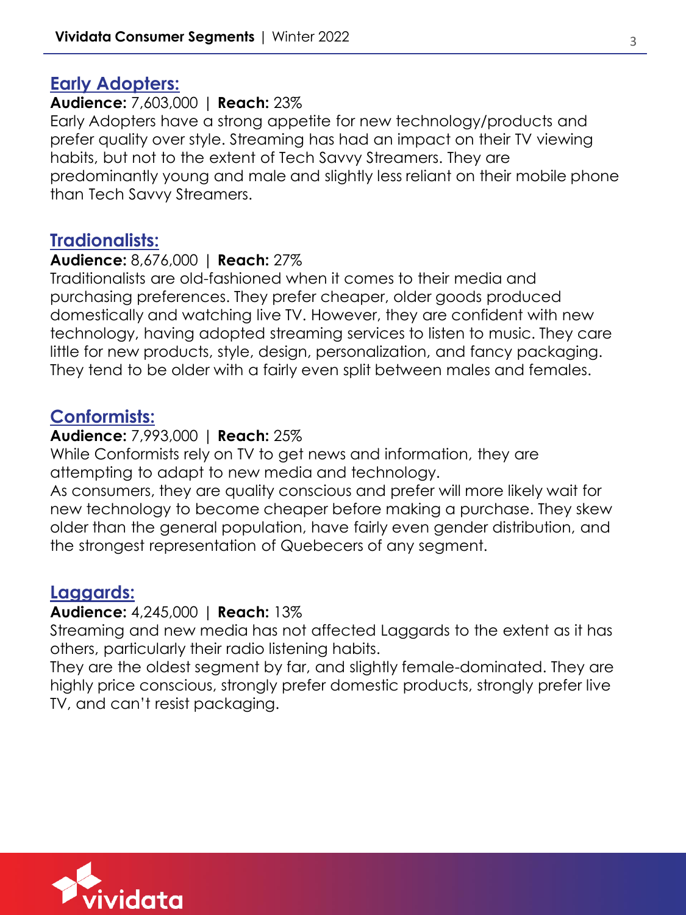## Early Adopters:

**Audience:** 7,603,000 | **Reach:** 23%

Early Adopters have a strong appetite for new technology/products and prefer quality over style. Streaming has had an impact on their TV viewing habits, but not to the extent of Tech Savvy Streamers. They are predominantly young and male and slightly less reliant on their mobile phone than Tech Savvy Streamers.

## Tradionalists:

**Audience:** 8,676,000 | **Reach:** 27%

Traditionalists are old-fashioned when it comes to their media and purchasing preferences. They prefer cheaper, older goods produced domestically and watching live TV. However, they are confident with new technology, having adopted streaming services to listen to music. They care little for new products, style, design, personalization, and fancy packaging. They tend to be older with a fairly even split between males and females.

## Conformists:

**Audience:** 7,993,000 | **Reach:** 25%

While Conformists rely on TV to get news and information, they are attempting to adapt to new media and technology.

As consumers, they are quality conscious and prefer will more likely wait for new technology to become cheaper before making a purchase. They skew older than the general population, have fairly even gender distribution, and the strongest representation of Quebecers of any segment.

## Laggards:

**Audience:** 4,245,000 | **Reach:** 13%

Streaming and new media has not affected Laggards to the extent as it has others, particularly their radio listening habits.

They are the oldest segment by far, and slightly female-dominated. They are highly price conscious, strongly prefer domestic products, strongly prefer live TV, and can't resist packaging.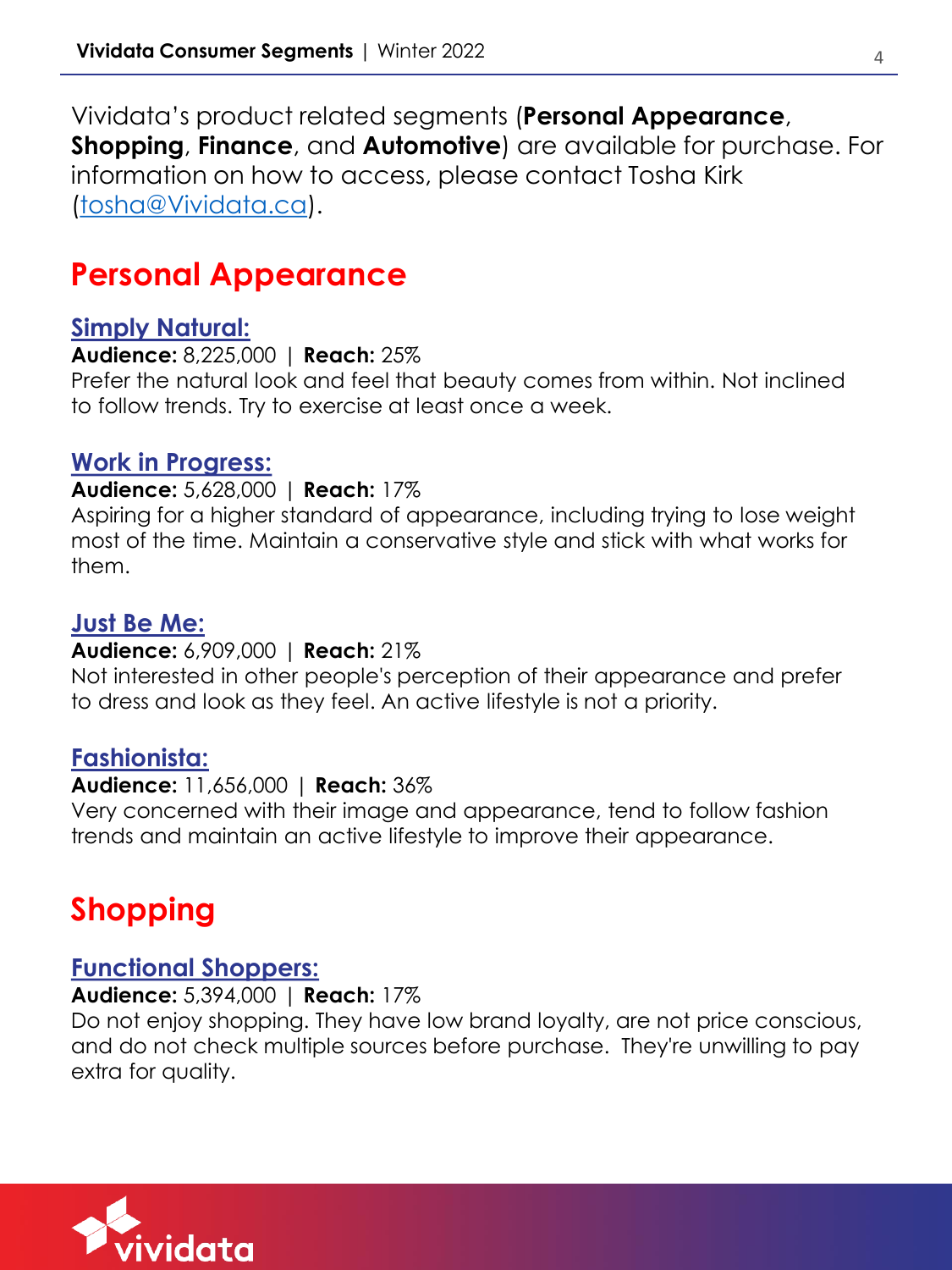Vividata's product related segments (**Personal Appearance**, **Shopping**, **Finance**, and **Automotive**) are available for purchase. For information on how to access, please contact Tosha Kirk ([tosha@Vividata.ca](mailto:tosha@Vividata.ca)).

## Personal Appearance

### Simply Natural:

**Audience:** 8,225,000 | **Reach:** 25%

Prefer the natural look and feel that beauty comes from within. Not inclined to follow trends. Try to exercise at least once a week.

### Work in Progress:

**Audience:** 5,628,000 | **Reach:** 17%

Aspiring for a higher standard of appearance, including trying to lose weight most of the time. Maintain a conservative style and stick with what works for them.

### Just Be Me:

**Audience:** 6,909,000 | **Reach:** 21%

Not interested in other people's perception of their appearance and prefer to dress and look as they feel. An active lifestyle is not a priority.

### Fashionista:

**Audience:** 11,656,000 | **Reach:** 36%

Very concerned with their image and appearance, tend to follow fashion trends and maintain an active lifestyle to improve their appearance.

## Shopping

### Functional Shoppers:

**Audience:** 5,394,000 | **Reach:** 17%

Do not enjoy shopping. They have low brand loyalty, are not price conscious, and do not check multiple sources before purchase. They're unwilling to pay extra for quality.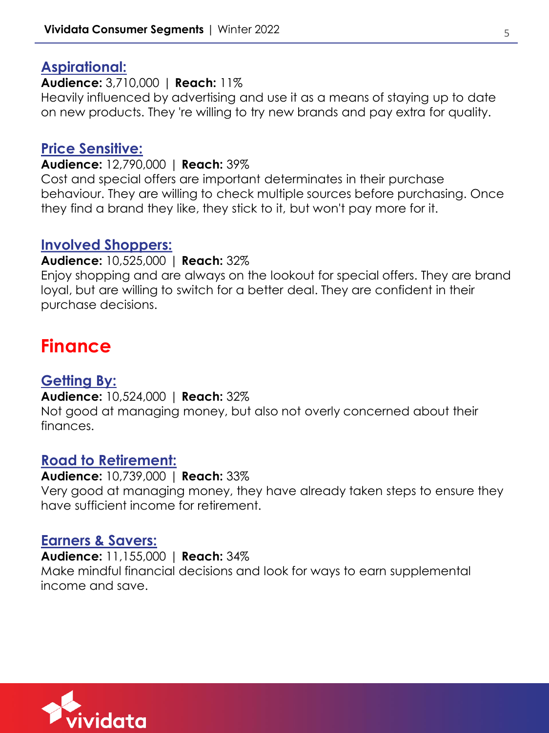### Aspirational:

**Audience:** 3,710,000 | **Reach:** 11%
Heavily influenced by advertising and use it as a means of staying up to date on new products. They 're willing to try new brands and pay extra for quality.

### Price Sensitive:

**Audience:** 12,790,000 | **Reach:** 39%
Cost and special offers are important determinates in their purchase behaviour. They are willing to check multiple sources before purchasing. Once they find a brand they like, they stick to it, but won't pay more for it.

### Involved Shoppers:

**Audience:** 10,525,000 | **Reach:** 32%
Enjoy shopping and are always on the lookout for special offers. They are brand loyal, but are willing to switch for a better deal. They are confident in their purchase decisions.

## Finance

### Getting By:

**Audience:** 10,524,000 | **Reach:** 32%
Not good at managing money, but also not overly concerned about their finances.

### Road to Retirement:

**Audience:** 10,739,000 | **Reach:** 33%
Very good at managing money, they have already taken steps to ensure they have sufficient income for retirement.

### Earners & Savers:

**Audience:** 11,155,000 | **Reach:** 34%
Make mindful financial decisions and look for ways to earn supplemental income and save.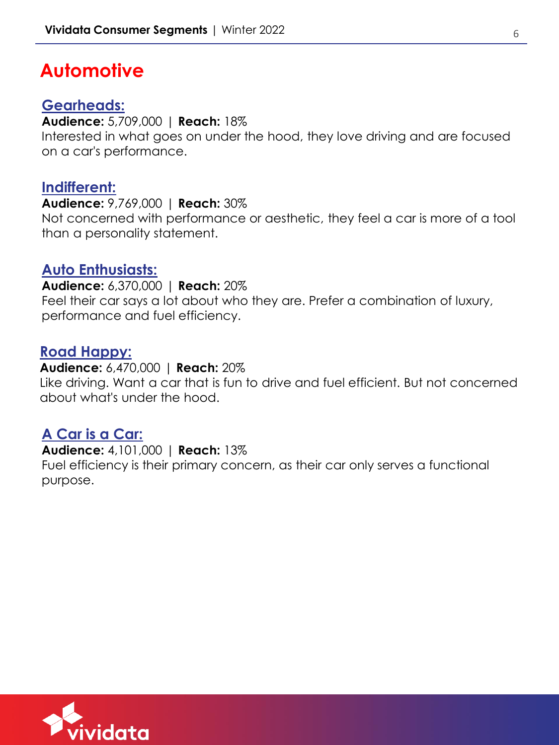# Automotive

## Gearheads:

**Audience:** 5,709,000 | **Reach:** 18%
Interested in what goes on under the hood, they love driving and are focused on a car's performance.

## Indifferent:

**Audience:** 9,769,000 | **Reach:** 30%
Not concerned with performance or aesthetic, they feel a car is more of a tool than a personality statement.

## Auto Enthusiasts:

**Audience:** 6,370,000 | **Reach:** 20%
Feel their car says a lot about who they are. Prefer a combination of luxury, performance and fuel efficiency.

## Road Happy:

**Audience:** 6,470,000 | **Reach:** 20%
Like driving. Want a car that is fun to drive and fuel efficient. But not concerned about what's under the hood.

## A Car is a Car:

**Audience:** 4,101,000 | **Reach:** 13%
Fuel efficiency is their primary concern, as their car only serves a functional purpose.